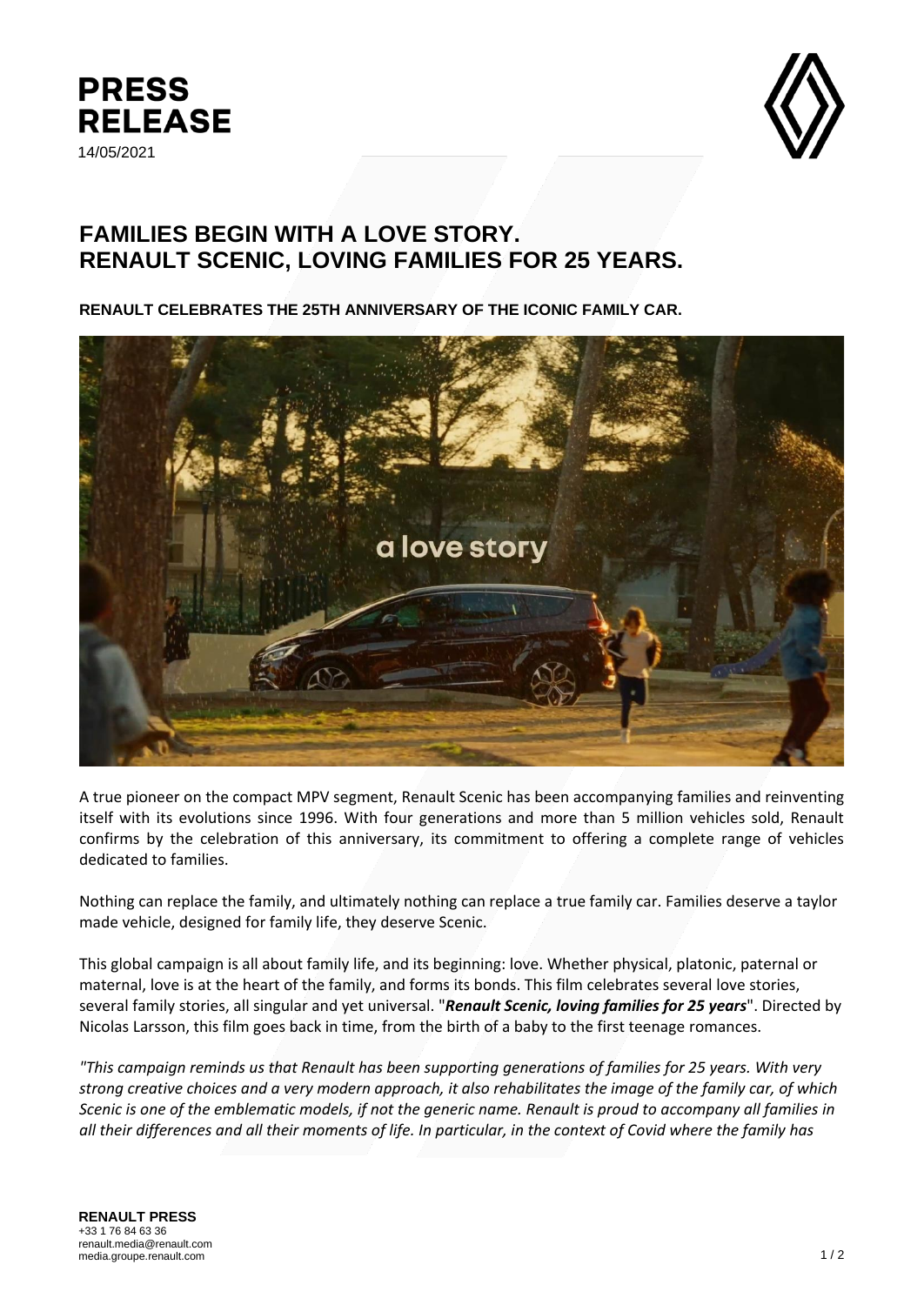# PRESS RELEASE

14/05/2021

## FAMILIES BEGIN WITH A LOVE STORY.
## RENAULT SCENIC, LOVING FAMILIES FOR 25 YEARS.

**RENAULT CELEBRATES THE 25TH ANNIVERSARY OF THE ICONIC FAMILY CAR.**

A true pioneer on the compact MPV segment, Renault Scenic has been accompanying families and reinventing itself with its evolutions since 1996. With four generations and more than 5 million vehicles sold, Renault confirms by the celebration of this anniversary, its commitment to offering a complete range of vehicles dedicated to families.

Nothing can replace the family, and ultimately nothing can replace a true family car. Families deserve a taylor made vehicle, designed for family life, they deserve Scenic.

This global campaign is all about family life, and its beginning: love. Whether physical, platonic, paternal or maternal, love is at the heart of the family, and forms its bonds. This film celebrates several love stories, several family stories, all singular and yet universal. "***Renault Scenic, loving families for 25 years***". Directed by Nicolas Larsson, this film goes back in time, from the birth of a baby to the first teenage romances.

*"This campaign reminds us that Renault has been supporting generations of families for 25 years. With very strong creative choices and a very modern approach, it also rehabilitates the image of the family car, of which Scenic is one of the emblematic models, if not the generic name. Renault is proud to accompany all families in all their differences and all their moments of life. In particular, in the context of Covid where the family has*

**RENAULT PRESS**
+33 1 76 84 63 36
renault.media@renault.com
media.groupe.renault.com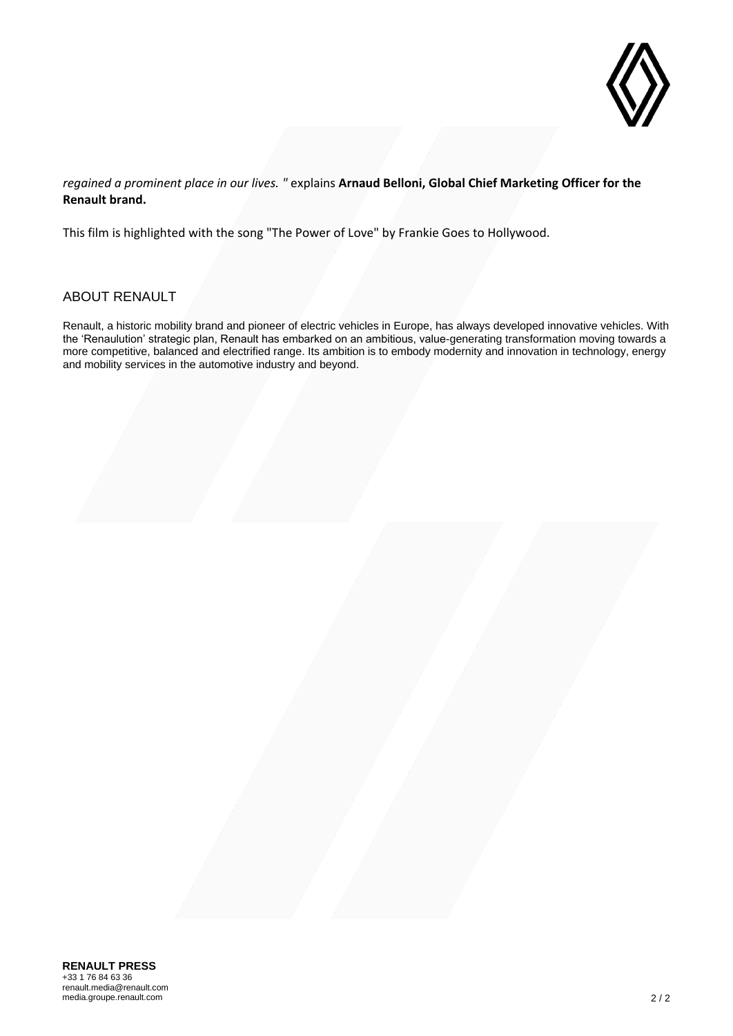*regained a prominent place in our lives. "* explains **Arnaud Belloni, Global Chief Marketing Officer for the Renault brand.**

This film is highlighted with the song "The Power of Love" by Frankie Goes to Hollywood.

## ABOUT RENAULT

Renault, a historic mobility brand and pioneer of electric vehicles in Europe, has always developed innovative vehicles. With the 'Renaulution' strategic plan, Renault has embarked on an ambitious, value-generating transformation moving towards a more competitive, balanced and electrified range. Its ambition is to embody modernity and innovation in technology, energy and mobility services in the automotive industry and beyond.

**RENAULT PRESS**
+33 1 76 84 63 36
renault.media@renault.com
media.groupe.renault.com